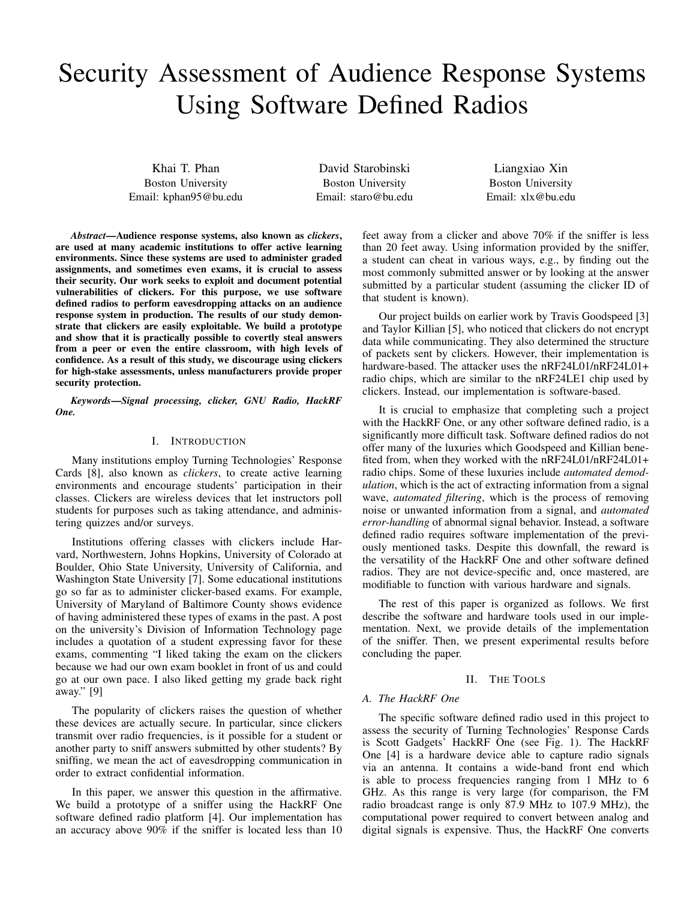# Security Assessment of Audience Response Systems Using Software Defined Radios

Khai T. Phan
Boston University
Email: kphan95@bu.edu

David Starobinski
Boston University
Email: staro@bu.edu

Liangxiao Xin
Boston University
Email: xlx@bu.edu

***Abstract*—Audience response systems, also known as *clickers*, are used at many academic institutions to offer active learning environments. Since these systems are used to administer graded assignments, and sometimes even exams, it is crucial to assess their security. Our work seeks to exploit and document potential vulnerabilities of clickers. For this purpose, we use software defined radios to perform eavesdropping attacks on an audience response system in production. The results of our study demonstrate that clickers are easily exploitable. We build a prototype and show that it is practically possible to covertly steal answers from a peer or even the entire classroom, with high levels of confidence. As a result of this study, we discourage using clickers for high-stake assessments, unless manufacturers provide proper security protection.**

***Keywords*—Signal processing, clicker, GNU Radio, HackRF One.**

## I. Introduction

Many institutions employ Turning Technologies' Response Cards [8], also known as *clickers*, to create active learning environments and encourage students' participation in their classes. Clickers are wireless devices that let instructors poll students for purposes such as taking attendance, and administering quizzes and/or surveys.

Institutions offering classes with clickers include Harvard, Northwestern, Johns Hopkins, University of Colorado at Boulder, Ohio State University, University of California, and Washington State University [7]. Some educational institutions go so far as to administer clicker-based exams. For example, University of Maryland of Baltimore County shows evidence of having administered these types of exams in the past. A post on the university's Division of Information Technology page includes a quotation of a student expressing favor for these exams, commenting "I liked taking the exam on the clickers because we had our own exam booklet in front of us and could go at our own pace. I also liked getting my grade back right away." [9]

The popularity of clickers raises the question of whether these devices are actually secure. In particular, since clickers transmit over radio frequencies, is it possible for a student or another party to sniff answers submitted by other students? By sniffing, we mean the act of eavesdropping communication in order to extract confidential information.

In this paper, we answer this question in the affirmative. We build a prototype of a sniffer using the HackRF One software defined radio platform [4]. Our implementation has an accuracy above 90% if the sniffer is located less than 10 feet away from a clicker and above 70% if the sniffer is less than 20 feet away. Using information provided by the sniffer, a student can cheat in various ways, e.g., by finding out the most commonly submitted answer or by looking at the answer submitted by a particular student (assuming the clicker ID of that student is known).

Our project builds on earlier work by Travis Goodspeed [3] and Taylor Killian [5], who noticed that clickers do not encrypt data while communicating. They also determined the structure of packets sent by clickers. However, their implementation is hardware-based. The attacker uses the nRF24L01/nRF24L01+ radio chips, which are similar to the nRF24LE1 chip used by clickers. Instead, our implementation is software-based.

It is crucial to emphasize that completing such a project with the HackRF One, or any other software defined radio, is a significantly more difficult task. Software defined radios do not offer many of the luxuries which Goodspeed and Killian benefited from, when they worked with the nRF24L01/nRF24L01+ radio chips. Some of these luxuries include *automated demodulation*, which is the act of extracting information from a signal wave, *automated filtering*, which is the process of removing noise or unwanted information from a signal, and *automated error-handling* of abnormal signal behavior. Instead, a software defined radio requires software implementation of the previously mentioned tasks. Despite this downfall, the reward is the versatility of the HackRF One and other software defined radios. They are not device-specific and, once mastered, are modifiable to function with various hardware and signals.

The rest of this paper is organized as follows. We first describe the software and hardware tools used in our implementation. Next, we provide details of the implementation of the sniffer. Then, we present experimental results before concluding the paper.

## II. The Tools

### A. The HackRF One

The specific software defined radio used in this project to assess the security of Turning Technologies' Response Cards is Scott Gadgets' HackRF One (see Fig. 1). The HackRF One [4] is a hardware device able to capture radio signals via an antenna. It contains a wide-band front end which is able to process frequencies ranging from 1 MHz to 6 GHz. As this range is very large (for comparison, the FM radio broadcast range is only 87.9 MHz to 107.9 MHz), the computational power required to convert between analog and digital signals is expensive. Thus, the HackRF One converts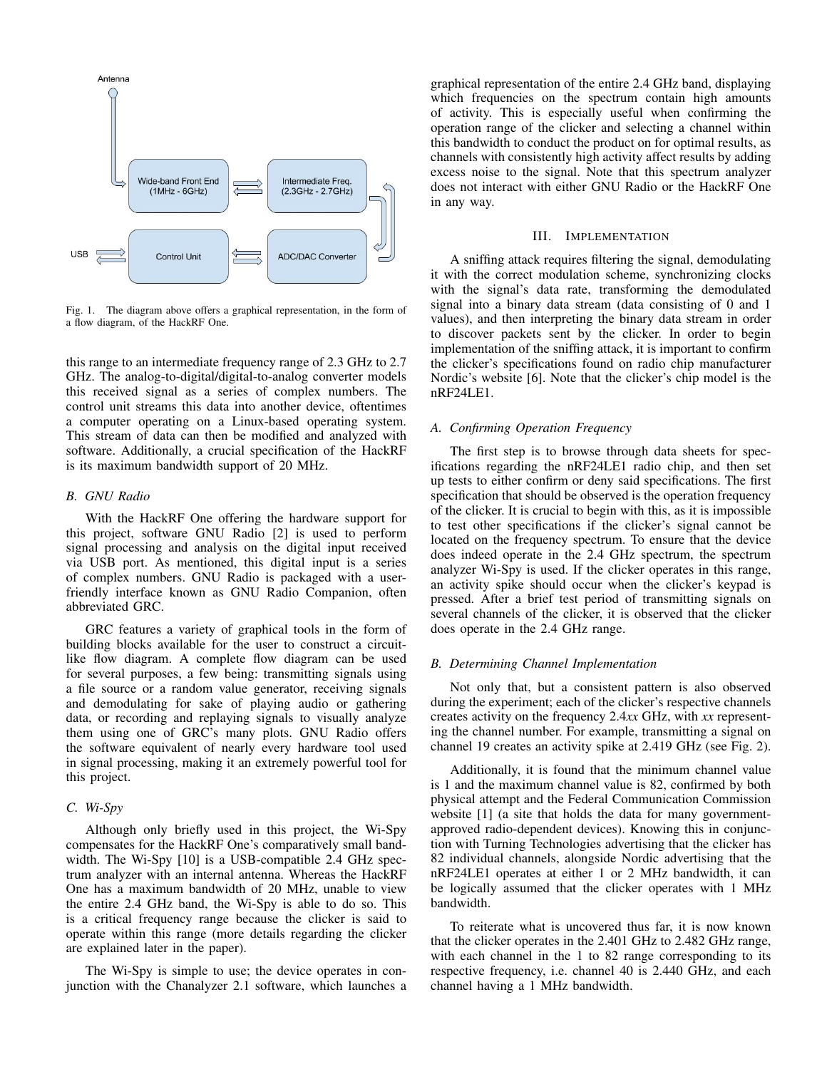Fig. 1. The diagram above offers a graphical representation, in the form of a flow diagram, of the HackRF One.

this range to an intermediate frequency range of 2.3 GHz to 2.7 GHz. The analog-to-digital/digital-to-analog converter models this received signal as a series of complex numbers. The control unit streams this data into another device, oftentimes a computer operating on a Linux-based operating system. This stream of data can then be modified and analyzed with software. Additionally, a crucial specification of the HackRF is its maximum bandwidth support of 20 MHz.

### B. GNU Radio

With the HackRF One offering the hardware support for this project, software GNU Radio [2] is used to perform signal processing and analysis on the digital input received via USB port. As mentioned, this digital input is a series of complex numbers. GNU Radio is packaged with a user-friendly interface known as GNU Radio Companion, often abbreviated GRC.

GRC features a variety of graphical tools in the form of building blocks available for the user to construct a circuit-like flow diagram. A complete flow diagram can be used for several purposes, a few being: transmitting signals using a file source or a random value generator, receiving signals and demodulating for sake of playing audio or gathering data, or recording and replaying signals to visually analyze them using one of GRC's many plots. GNU Radio offers the software equivalent of nearly every hardware tool used in signal processing, making it an extremely powerful tool for this project.

### C. Wi-Spy

Although only briefly used in this project, the Wi-Spy compensates for the HackRF One's comparatively small bandwidth. The Wi-Spy [10] is a USB-compatible 2.4 GHz spectrum analyzer with an internal antenna. Whereas the HackRF One has a maximum bandwidth of 20 MHz, unable to view the entire 2.4 GHz band, the Wi-Spy is able to do so. This is a critical frequency range because the clicker is said to operate within this range (more details regarding the clicker are explained later in the paper).

The Wi-Spy is simple to use; the device operates in conjunction with the Chanalyzer 2.1 software, which launches a graphical representation of the entire 2.4 GHz band, displaying which frequencies on the spectrum contain high amounts of activity. This is especially useful when confirming the operation range of the clicker and selecting a channel within this bandwidth to conduct the product on for optimal results, as channels with consistently high activity affect results by adding excess noise to the signal. Note that this spectrum analyzer does not interact with either GNU Radio or the HackRF One in any way.

## III. Implementation

A sniffing attack requires filtering the signal, demodulating it with the correct modulation scheme, synchronizing clocks with the signal's data rate, transforming the demodulated signal into a binary data stream (data consisting of 0 and 1 values), and then interpreting the binary data stream in order to discover packets sent by the clicker. In order to begin implementation of the sniffing attack, it is important to confirm the clicker's specifications found on radio chip manufacturer Nordic's website [6]. Note that the clicker's chip model is the nRF24LE1.

### A. Confirming Operation Frequency

The first step is to browse through data sheets for specifications regarding the nRF24LE1 radio chip, and then set up tests to either confirm or deny said specifications. The first specification that should be observed is the operation frequency of the clicker. It is crucial to begin with this, as it is impossible to test other specifications if the clicker's signal cannot be located on the frequency spectrum. To ensure that the device does indeed operate in the 2.4 GHz spectrum, the spectrum analyzer Wi-Spy is used. If the clicker operates in this range, an activity spike should occur when the clicker's keypad is pressed. After a brief test period of transmitting signals on several channels of the clicker, it is observed that the clicker does operate in the 2.4 GHz range.

### B. Determining Channel Implementation

Not only that, but a consistent pattern is also observed during the experiment; each of the clicker's respective channels creates activity on the frequency 2.4*xx* GHz, with *xx* representing the channel number. For example, transmitting a signal on channel 19 creates an activity spike at 2.419 GHz (see Fig. 2).

Additionally, it is found that the minimum channel value is 1 and the maximum channel value is 82, confirmed by both physical attempt and the Federal Communication Commission website [1] (a site that holds the data for many government-approved radio-dependent devices). Knowing this in conjunction with Turning Technologies advertising that the clicker has 82 individual channels, alongside Nordic advertising that the nRF24LE1 operates at either 1 or 2 MHz bandwidth, it can be logically assumed that the clicker operates with 1 MHz bandwidth.

To reiterate what is uncovered thus far, it is now known that the clicker operates in the 2.401 GHz to 2.482 GHz range, with each channel in the 1 to 82 range corresponding to its respective frequency, i.e. channel 40 is 2.440 GHz, and each channel having a 1 MHz bandwidth.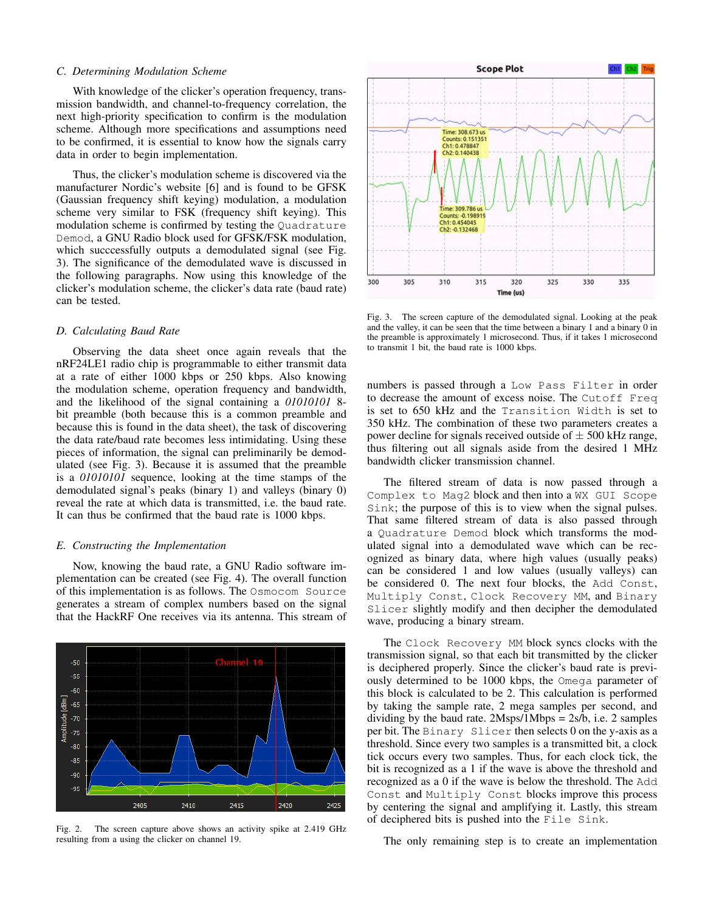### C. Determining Modulation Scheme

With knowledge of the clicker's operation frequency, transmission bandwidth, and channel-to-frequency correlation, the next high-priority specification to confirm is the modulation scheme. Although more specifications and assumptions need to be confirmed, it is essential to know how the signals carry data in order to begin implementation.

Thus, the clicker's modulation scheme is discovered via the manufacturer Nordic's website [6] and is found to be GFSK (Gaussian frequency shift keying) modulation, a modulation scheme very similar to FSK (frequency shift keying). This modulation scheme is confirmed by testing the `Quadrature Demod`, a GNU Radio block used for GFSK/FSK modulation, which succcessfully outputs a demodulated signal (see Fig. 3). The significance of the demodulated wave is discussed in the following paragraphs. Now using this knowledge of the clicker's modulation scheme, the clicker's data rate (baud rate) can be tested.

### D. Calculating Baud Rate

Observing the data sheet once again reveals that the nRF24LE1 radio chip is programmable to either transmit data at a rate of either 1000 kbps or 250 kbps. Also knowing the modulation scheme, operation frequency and bandwidth, and the likelihood of the signal containing a *01010101* 8-bit preamble (both because this is a common preamble and because this is found in the data sheet), the task of discovering the data rate/baud rate becomes less intimidating. Using these pieces of information, the signal can preliminarily be demodulated (see Fig. 3). Because it is assumed that the preamble is a *01010101* sequence, looking at the time stamps of the demodulated signal's peaks (binary 1) and valleys (binary 0) reveal the rate at which data is transmitted, i.e. the baud rate. It can thus be confirmed that the baud rate is 1000 kbps.

### E. Constructing the Implementation

Now, knowing the baud rate, a GNU Radio software implementation can be created (see Fig. 4). The overall function of this implementation is as follows. The `Osmocom Source` generates a stream of complex numbers based on the signal that the HackRF One receives via its antenna. This stream of numbers is passed through a `Low Pass Filter` in order to decrease the amount of excess noise. The `Cutoff Freq` is set to 650 kHz and the `Transition Width` is set to 350 kHz. The combination of these two parameters creates a power decline for signals received outside of $\pm$ 500 kHz range, thus filtering out all signals aside from the desired 1 MHz bandwidth clicker transmission channel.

Fig. 2. The screen capture above shows an activity spike at 2.419 GHz resulting from a using the clicker on channel 19.

Fig. 3. The screen capture of the demodulated signal. Looking at the peak and the valley, it can be seen that the time between a binary 1 and a binary 0 in the preamble is approximately 1 microsecond. Thus, if it takes 1 microsecond to transmit 1 bit, the baud rate is 1000 kbps.

The filtered stream of data is now passed through a `Complex to Mag2` block and then into a `WX GUI Scope Sink`; the purpose of this is to view when the signal pulses. That same filtered stream of data is also passed through a `Quadrature Demod` block which transforms the modulated signal into a demodulated wave which can be recognized as binary data, where high values (usually peaks) can be considered 1 and low values (usually valleys) can be considered 0. The next four blocks, the `Add Const`, `Multiply Const`, `Clock Recovery MM`, and `Binary Slicer` slightly modify and then decipher the demodulated wave, producing a binary stream.

The `Clock Recovery MM` block syncs clocks with the transmission signal, so that each bit transmitted by the clicker is deciphered properly. Since the clicker's baud rate is previously determined to be 1000 kbps, the `Omega` parameter of this block is calculated to be 2. This calculation is performed by taking the sample rate, 2 mega samples per second, and dividing by the baud rate. 2Msps/1Mbps = 2s/b, i.e. 2 samples per bit. The `Binary Slicer` then selects 0 on the y-axis as a threshold. Since every two samples is a transmitted bit, a clock tick occurs every two samples. Thus, for each clock tick, the bit is recognized as a 1 if the wave is above the threshold and recognized as a 0 if the wave is below the threshold. The `Add Const` and `Multiply Const` blocks improve this process by centering the signal and amplifying it. Lastly, this stream of deciphered bits is pushed into the `File Sink`.

The only remaining step is to create an implementation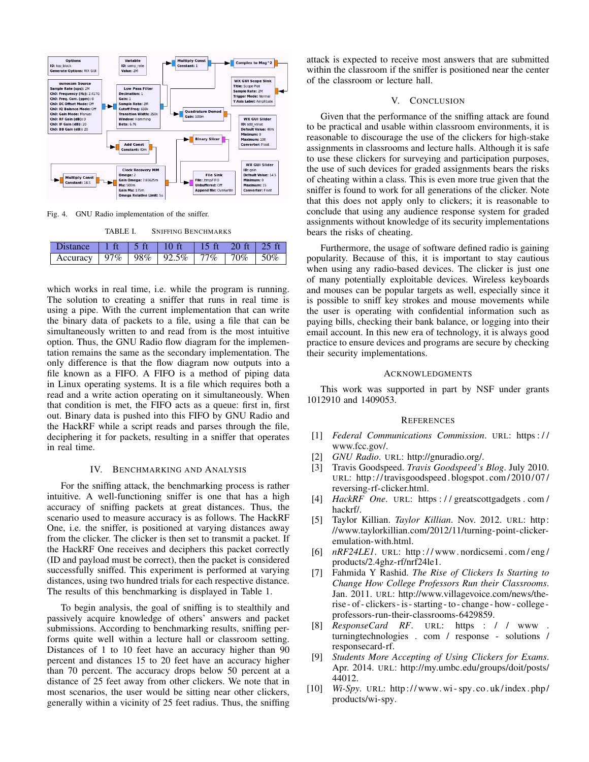Options
ID: top_block
Generate Options: WX GUI

Variable
ID: samp_rate
Value: 2M

Multiply Const
Constant: 1

Complex to Mag ^2

osmocom Source
Sample Rate (sps): 2M
Ch0: Frequency (Hz): 2.417G
Ch0: Freq. Corr. (ppm): 0
Ch0: DC Offset Mode: Off
Ch0: IQ Balance Mode: Off
Ch0: Gain Mode: Manual
Ch0: RF Gain (dB): 0
Ch0: IF Gain (dB): 20
Ch0: BB Gain (dB): 20

Low Pass Filter
Decimation: 1
Gain: 1
Sample Rate: 2M
Cutoff Freq: 650k
Transition Width: 350k
Window: Hamming
Beta: 6.76

WX GUI Scope Sink
Title: Scope Plot
Sample Rate: 2M
Trigger Mode: Normal
Y Axis Label: Amplitude

Quadrature Demod
Gain: 500m

WX GUI Slider
ID: add_value
Default Value: 40m
Minimum: 0
Maximum: 100
Converter: Float

Add Const
Constant: 40m

Binary Slicer

Multiply Const
Constant: 14.5

Clock Recovery MM
Omega: 2
Gain Omega: 7.65625m
Mu: 500m
Gain Mu: 175m
Omega Relative Limit: 5u

File Sink
File: /tmp/FIFO
Unbuffered: Off
Append file: Overwrite

WX GUI Slider
ID: gain
Default Value: 14.5
Minimum: 0
Maximum: 15
Converter: Float

Fig. 4. GNU Radio implementation of the sniffer.

TABLE I. SNIFFING BENCHMARKS

| Distance | 1 ft | 5 ft | 10 ft | 15 ft | 20 ft | 25 ft |
|---|---|---|---|---|---|---|
| Accuracy | 97% | 98% | 92.5% | 77% | 70% | 50% |

which works in real time, i.e. while the program is running. The solution to creating a sniffer that runs in real time is using a pipe. With the current implementation that can write the binary data of packets to a file, using a file that can be simultaneously written to and read from is the most intuitive option. Thus, the GNU Radio flow diagram for the implementation remains the same as the secondary implementation. The only difference is that the flow diagram now outputs into a file known as a FIFO. A FIFO is a method of piping data in Linux operating systems. It is a file which requires both a read and a write action operating on it simultaneously. When that condition is met, the FIFO acts as a queue: first in, first out. Binary data is pushed into this FIFO by GNU Radio and the HackRF while a script reads and parses through the file, deciphering it for packets, resulting in a sniffer that operates in real time.

## IV. Benchmarking and Analysis

For the sniffing attack, the benchmarking process is rather intuitive. A well-functioning sniffer is one that has a high accuracy of sniffing packets at great distances. Thus, the scenario used to measure accuracy is as follows. The HackRF One, i.e. the sniffer, is positioned at varying distances away from the clicker. The clicker is then set to transmit a packet. If the HackRF One receives and deciphers this packet correctly (ID and payload must be correct), then the packet is considered successfully sniffed. This experiment is performed at varying distances, using two hundred trials for each respective distance. The results of this benchmarking is displayed in Table 1.

To begin analysis, the goal of sniffing is to stealthily and passively acquire knowledge of others' answers and packet submissions. According to benchmarking results, sniffing performs quite well within a lecture hall or classroom setting. Distances of 1 to 10 feet have an accuracy higher than 90 percent and distances 15 to 20 feet have an accuracy higher than 70 percent. The accuracy drops below 50 percent at a distance of 25 feet away from other clickers. We note that in most scenarios, the user would be sitting near other clickers, generally within a vicinity of 25 feet radius. Thus, the sniffing attack is expected to receive most answers that are submitted within the classroom if the sniffer is positioned near the center of the classroom or lecture hall.

## V. Conclusion

Given that the performance of the sniffing attack are found to be practical and usable within classroom environments, it is reasonable to discourage the use of the clickers for high-stake assignments in classrooms and lecture halls. Although it is safe to use these clickers for surveying and participation purposes, the use of such devices for graded assignments bears the risks of cheating within a class. This is even more true given that the sniffer is found to work for all generations of the clicker. Note that this does not apply only to clickers; it is reasonable to conclude that using any audience response system for graded assignments without knowledge of its security implementations bears the risks of cheating.

Furthermore, the usage of software defined radio is gaining popularity. Because of this, it is important to stay cautious when using any radio-based devices. The clicker is just one of many potentially exploitable devices. Wireless keyboards and mouses can be popular targets as well, especially since it is possible to sniff key strokes and mouse movements while the user is operating with confidential information such as paying bills, checking their bank balance, or logging into their email account. In this new era of technology, it is always good practice to ensure devices and programs are secure by checking their security implementations.

## Acknowledgments

This work was supported in part by NSF under grants 1012910 and 1409053.

## References

[1] *Federal Communications Commission*. URL: https://www.fcc.gov/.

[2] *GNU Radio*. URL: http://gnuradio.org/.

[3] Travis Goodspeed. *Travis Goodspeed's Blog*. July 2010. URL: http://travisgoodspeed.blogspot.com/2010/07/reversing-rf-clicker.html.

[4] *HackRF One*. URL: https://greatscottgadgets.com/hackrf/.

[5] Taylor Killian. *Taylor Killian*. Nov. 2012. URL: http://www.taylorkillian.com/2012/11/turning-point-clicker-emulation-with.html.

[6] *nRF24LE1*. URL: http://www.nordicsemi.com/eng/products/2.4ghz-rf/nrf24le1.

[7] Fahmida Y Rashid. *The Rise of Clickers Is Starting to Change How College Professors Run their Classrooms*. Jan. 2011. URL: http://www.villagevoice.com/news/the-rise-of-clickers-is-starting-to-change-how-college-professors-run-their-classrooms-6429859.

[8] *ResponseCard RF*. URL: https://www.turningtechnologies.com/response-solutions/responsecard-rf.

[9] *Students More Accepting of Using Clickers for Exams*. Apr. 2014. URL: http://my.umbc.edu/groups/doit/posts/44012.

[10] *Wi-Spy*. URL: http://www.wi-spy.co.uk/index.php/products/wi-spy.